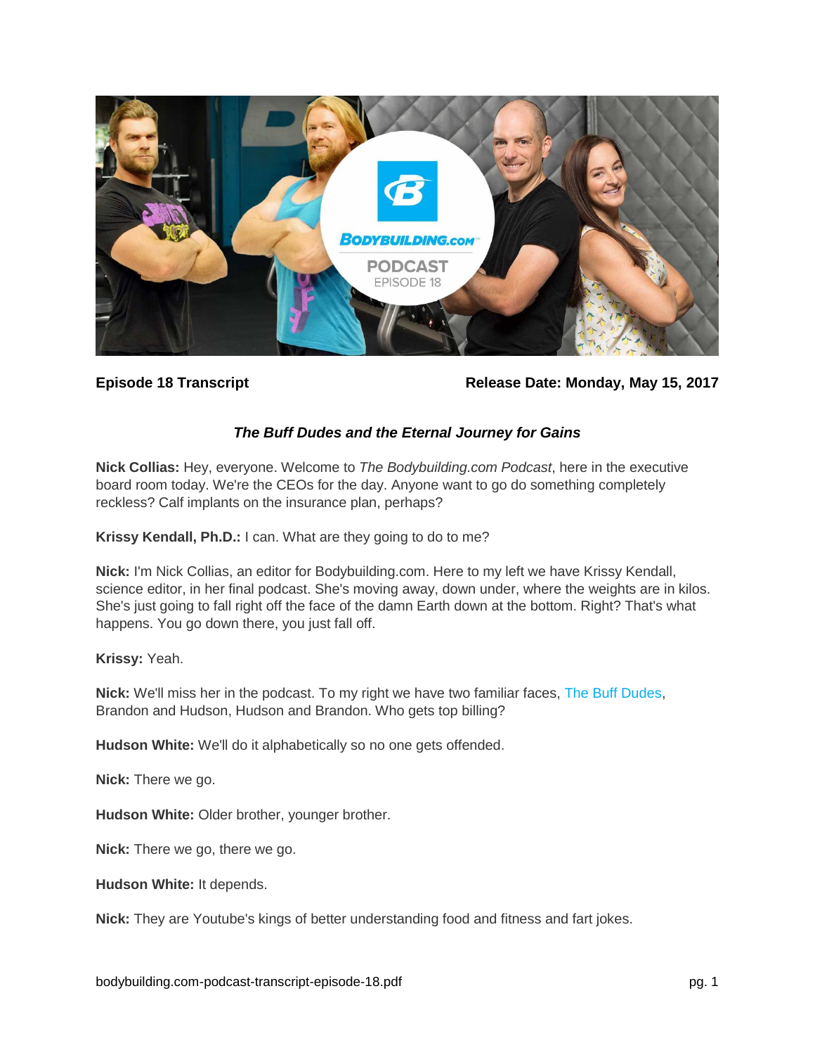**Episode 18 Transcript** **Release Date: Monday, May 15, 2017**

## *The Buff Dudes and the Eternal Journey for Gains*

**Nick Collias:** Hey, everyone. Welcome to *The Bodybuilding.com Podcast*, here in the executive board room today. We're the CEOs for the day. Anyone want to go do something completely reckless? Calf implants on the insurance plan, perhaps?

**Krissy Kendall, Ph.D.:** I can. What are they going to do to me?

**Nick:** I'm Nick Collias, an editor for Bodybuilding.com. Here to my left we have Krissy Kendall, science editor, in her final podcast. She's moving away, down under, where the weights are in kilos. She's just going to fall right off the face of the damn Earth down at the bottom. Right? That's what happens. You go down there, you just fall off.

**Krissy:** Yeah.

**Nick:** We'll miss her in the podcast. To my right we have two familiar faces, The Buff Dudes, Brandon and Hudson, Hudson and Brandon. Who gets top billing?

**Hudson White:** We'll do it alphabetically so no one gets offended.

**Nick:** There we go.

**Hudson White:** Older brother, younger brother.

**Nick:** There we go, there we go.

**Hudson White:** It depends.

**Nick:** They are Youtube's kings of better understanding food and fitness and fart jokes.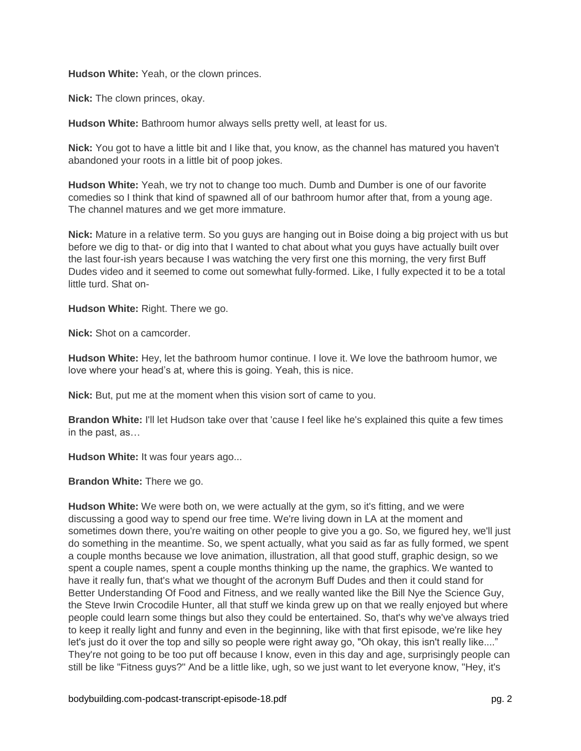**Hudson White:** Yeah, or the clown princes.

**Nick:** The clown princes, okay.

**Hudson White:** Bathroom humor always sells pretty well, at least for us.

**Nick:** You got to have a little bit and I like that, you know, as the channel has matured you haven't abandoned your roots in a little bit of poop jokes.

**Hudson White:** Yeah, we try not to change too much. Dumb and Dumber is one of our favorite comedies so I think that kind of spawned all of our bathroom humor after that, from a young age. The channel matures and we get more immature.

**Nick:** Mature in a relative term. So you guys are hanging out in Boise doing a big project with us but before we dig to that- or dig into that I wanted to chat about what you guys have actually built over the last four-ish years because I was watching the very first one this morning, the very first Buff Dudes video and it seemed to come out somewhat fully-formed. Like, I fully expected it to be a total little turd. Shat on-

**Hudson White:** Right. There we go.

**Nick:** Shot on a camcorder.

**Hudson White:** Hey, let the bathroom humor continue. I love it. We love the bathroom humor, we love where your head's at, where this is going. Yeah, this is nice.

**Nick:** But, put me at the moment when this vision sort of came to you.

**Brandon White:** I'll let Hudson take over that 'cause I feel like he's explained this quite a few times in the past, as…

**Hudson White:** It was four years ago...

**Brandon White:** There we go.

**Hudson White:** We were both on, we were actually at the gym, so it's fitting, and we were discussing a good way to spend our free time. We're living down in LA at the moment and sometimes down there, you're waiting on other people to give you a go. So, we figured hey, we'll just do something in the meantime. So, we spent actually, what you said as far as fully formed, we spent a couple months because we love animation, illustration, all that good stuff, graphic design, so we spent a couple names, spent a couple months thinking up the name, the graphics. We wanted to have it really fun, that's what we thought of the acronym Buff Dudes and then it could stand for Better Understanding Of Food and Fitness, and we really wanted like the Bill Nye the Science Guy, the Steve Irwin Crocodile Hunter, all that stuff we kinda grew up on that we really enjoyed but where people could learn some things but also they could be entertained. So, that's why we've always tried to keep it really light and funny and even in the beginning, like with that first episode, we're like hey let's just do it over the top and silly so people were right away go, "Oh okay, this isn't really like...." They're not going to be too put off because I know, even in this day and age, surprisingly people can still be like "Fitness guys?" And be a little like, ugh, so we just want to let everyone know, "Hey, it's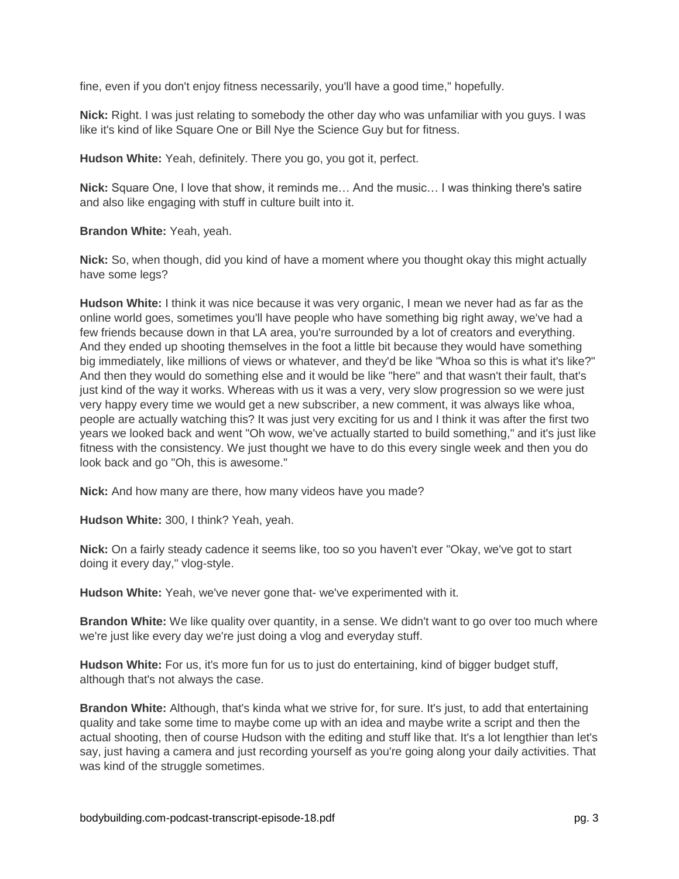fine, even if you don't enjoy fitness necessarily, you'll have a good time," hopefully.

**Nick:** Right. I was just relating to somebody the other day who was unfamiliar with you guys. I was like it's kind of like Square One or Bill Nye the Science Guy but for fitness.

**Hudson White:** Yeah, definitely. There you go, you got it, perfect.

**Nick:** Square One, I love that show, it reminds me… And the music… I was thinking there's satire and also like engaging with stuff in culture built into it.

**Brandon White:** Yeah, yeah.

**Nick:** So, when though, did you kind of have a moment where you thought okay this might actually have some legs?

**Hudson White:** I think it was nice because it was very organic, I mean we never had as far as the online world goes, sometimes you'll have people who have something big right away, we've had a few friends because down in that LA area, you're surrounded by a lot of creators and everything. And they ended up shooting themselves in the foot a little bit because they would have something big immediately, like millions of views or whatever, and they'd be like "Whoa so this is what it's like?" And then they would do something else and it would be like "here" and that wasn't their fault, that's just kind of the way it works. Whereas with us it was a very, very slow progression so we were just very happy every time we would get a new subscriber, a new comment, it was always like whoa, people are actually watching this? It was just very exciting for us and I think it was after the first two years we looked back and went "Oh wow, we've actually started to build something," and it's just like fitness with the consistency. We just thought we have to do this every single week and then you do look back and go "Oh, this is awesome."

**Nick:** And how many are there, how many videos have you made?

**Hudson White:** 300, I think? Yeah, yeah.

**Nick:** On a fairly steady cadence it seems like, too so you haven't ever "Okay, we've got to start doing it every day," vlog-style.

**Hudson White:** Yeah, we've never gone that- we've experimented with it.

**Brandon White:** We like quality over quantity, in a sense. We didn't want to go over too much where we're just like every day we're just doing a vlog and everyday stuff.

**Hudson White:** For us, it's more fun for us to just do entertaining, kind of bigger budget stuff, although that's not always the case.

**Brandon White:** Although, that's kinda what we strive for, for sure. It's just, to add that entertaining quality and take some time to maybe come up with an idea and maybe write a script and then the actual shooting, then of course Hudson with the editing and stuff like that. It's a lot lengthier than let's say, just having a camera and just recording yourself as you're going along your daily activities. That was kind of the struggle sometimes.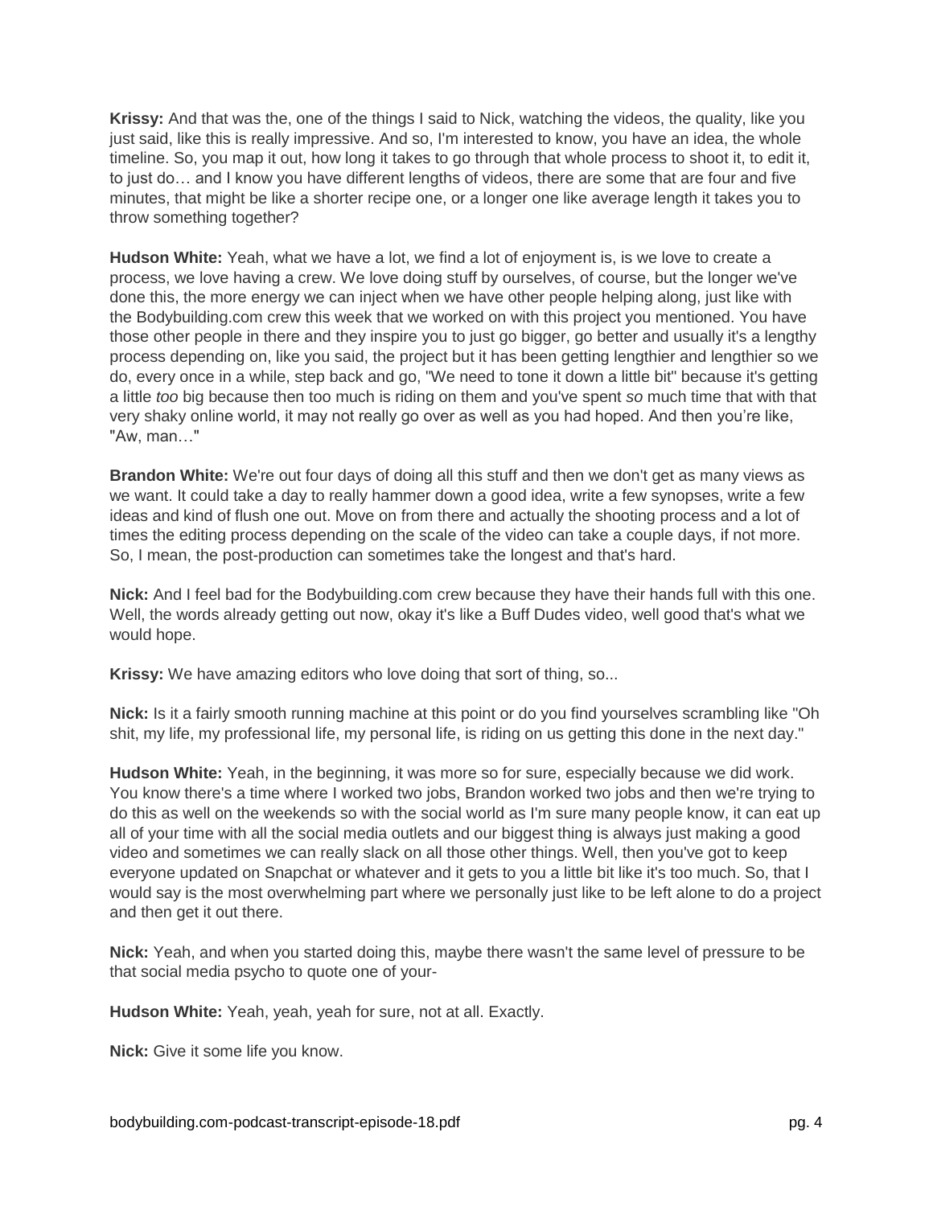**Krissy:** And that was the, one of the things I said to Nick, watching the videos, the quality, like you just said, like this is really impressive. And so, I'm interested to know, you have an idea, the whole timeline. So, you map it out, how long it takes to go through that whole process to shoot it, to edit it, to just do… and I know you have different lengths of videos, there are some that are four and five minutes, that might be like a shorter recipe one, or a longer one like average length it takes you to throw something together?

**Hudson White:** Yeah, what we have a lot, we find a lot of enjoyment is, is we love to create a process, we love having a crew. We love doing stuff by ourselves, of course, but the longer we've done this, the more energy we can inject when we have other people helping along, just like with the Bodybuilding.com crew this week that we worked on with this project you mentioned. You have those other people in there and they inspire you to just go bigger, go better and usually it's a lengthy process depending on, like you said, the project but it has been getting lengthier and lengthier so we do, every once in a while, step back and go, "We need to tone it down a little bit" because it's getting a little *too* big because then too much is riding on them and you've spent *so* much time that with that very shaky online world, it may not really go over as well as you had hoped. And then you're like, "Aw, man…"

**Brandon White:** We're out four days of doing all this stuff and then we don't get as many views as we want. It could take a day to really hammer down a good idea, write a few synopses, write a few ideas and kind of flush one out. Move on from there and actually the shooting process and a lot of times the editing process depending on the scale of the video can take a couple days, if not more. So, I mean, the post-production can sometimes take the longest and that's hard.

**Nick:** And I feel bad for the Bodybuilding.com crew because they have their hands full with this one. Well, the words already getting out now, okay it's like a Buff Dudes video, well good that's what we would hope.

**Krissy:** We have amazing editors who love doing that sort of thing, so...

**Nick:** Is it a fairly smooth running machine at this point or do you find yourselves scrambling like "Oh shit, my life, my professional life, my personal life, is riding on us getting this done in the next day."

**Hudson White:** Yeah, in the beginning, it was more so for sure, especially because we did work. You know there's a time where I worked two jobs, Brandon worked two jobs and then we're trying to do this as well on the weekends so with the social world as I'm sure many people know, it can eat up all of your time with all the social media outlets and our biggest thing is always just making a good video and sometimes we can really slack on all those other things. Well, then you've got to keep everyone updated on Snapchat or whatever and it gets to you a little bit like it's too much. So, that I would say is the most overwhelming part where we personally just like to be left alone to do a project and then get it out there.

**Nick:** Yeah, and when you started doing this, maybe there wasn't the same level of pressure to be that social media psycho to quote one of your-

**Hudson White:** Yeah, yeah, yeah for sure, not at all. Exactly.

**Nick:** Give it some life you know.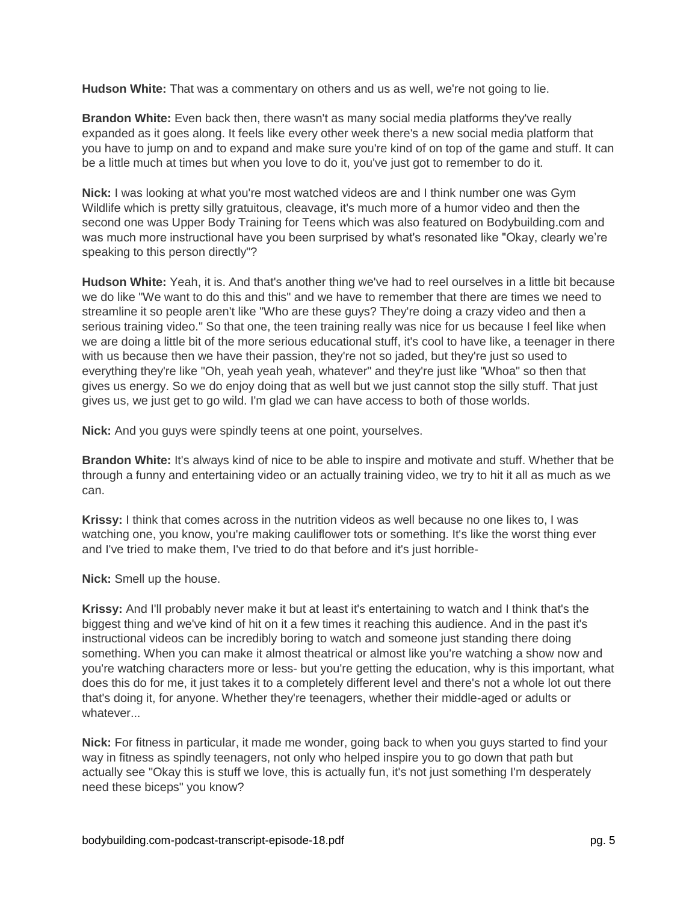**Hudson White:** That was a commentary on others and us as well, we're not going to lie.

**Brandon White:** Even back then, there wasn't as many social media platforms they've really expanded as it goes along. It feels like every other week there's a new social media platform that you have to jump on and to expand and make sure you're kind of on top of the game and stuff. It can be a little much at times but when you love to do it, you've just got to remember to do it.

**Nick:** I was looking at what you're most watched videos are and I think number one was Gym Wildlife which is pretty silly gratuitous, cleavage, it's much more of a humor video and then the second one was Upper Body Training for Teens which was also featured on Bodybuilding.com and was much more instructional have you been surprised by what's resonated like "Okay, clearly we're speaking to this person directly"?

**Hudson White:** Yeah, it is. And that's another thing we've had to reel ourselves in a little bit because we do like "We want to do this and this" and we have to remember that there are times we need to streamline it so people aren't like "Who are these guys? They're doing a crazy video and then a serious training video." So that one, the teen training really was nice for us because I feel like when we are doing a little bit of the more serious educational stuff, it's cool to have like, a teenager in there with us because then we have their passion, they're not so jaded, but they're just so used to everything they're like "Oh, yeah yeah yeah, whatever" and they're just like "Whoa" so then that gives us energy. So we do enjoy doing that as well but we just cannot stop the silly stuff. That just gives us, we just get to go wild. I'm glad we can have access to both of those worlds.

**Nick:** And you guys were spindly teens at one point, yourselves.

**Brandon White:** It's always kind of nice to be able to inspire and motivate and stuff. Whether that be through a funny and entertaining video or an actually training video, we try to hit it all as much as we can.

**Krissy:** I think that comes across in the nutrition videos as well because no one likes to, I was watching one, you know, you're making cauliflower tots or something. It's like the worst thing ever and I've tried to make them, I've tried to do that before and it's just horrible-

**Nick:** Smell up the house.

**Krissy:** And I'll probably never make it but at least it's entertaining to watch and I think that's the biggest thing and we've kind of hit on it a few times it reaching this audience. And in the past it's instructional videos can be incredibly boring to watch and someone just standing there doing something. When you can make it almost theatrical or almost like you're watching a show now and you're watching characters more or less- but you're getting the education, why is this important, what does this do for me, it just takes it to a completely different level and there's not a whole lot out there that's doing it, for anyone. Whether they're teenagers, whether their middle-aged or adults or whatever...

**Nick:** For fitness in particular, it made me wonder, going back to when you guys started to find your way in fitness as spindly teenagers, not only who helped inspire you to go down that path but actually see "Okay this is stuff we love, this is actually fun, it's not just something I'm desperately need these biceps" you know?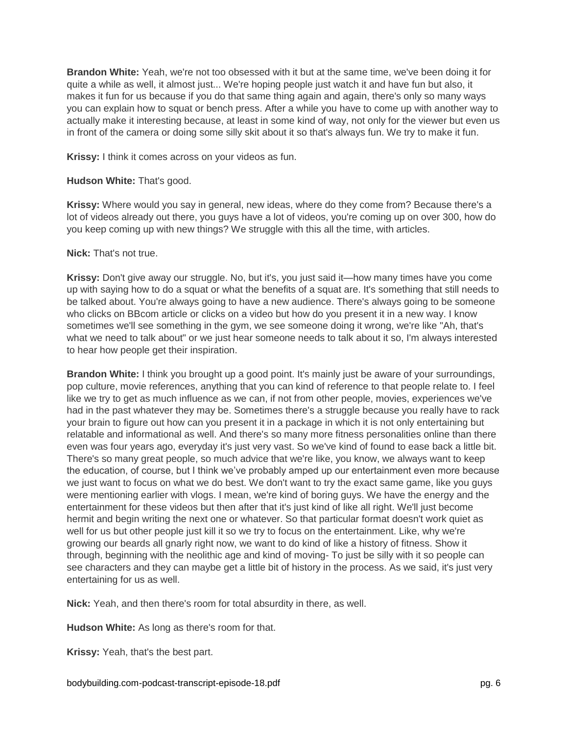**Brandon White:** Yeah, we're not too obsessed with it but at the same time, we've been doing it for quite a while as well, it almost just... We're hoping people just watch it and have fun but also, it makes it fun for us because if you do that same thing again and again, there's only so many ways you can explain how to squat or bench press. After a while you have to come up with another way to actually make it interesting because, at least in some kind of way, not only for the viewer but even us in front of the camera or doing some silly skit about it so that's always fun. We try to make it fun.

**Krissy:** I think it comes across on your videos as fun.

**Hudson White:** That's good.

**Krissy:** Where would you say in general, new ideas, where do they come from? Because there's a lot of videos already out there, you guys have a lot of videos, you're coming up on over 300, how do you keep coming up with new things? We struggle with this all the time, with articles.

**Nick:** That's not true.

**Krissy:** Don't give away our struggle. No, but it's, you just said it—how many times have you come up with saying how to do a squat or what the benefits of a squat are. It's something that still needs to be talked about. You're always going to have a new audience. There's always going to be someone who clicks on BBcom article or clicks on a video but how do you present it in a new way. I know sometimes we'll see something in the gym, we see someone doing it wrong, we're like "Ah, that's what we need to talk about" or we just hear someone needs to talk about it so, I'm always interested to hear how people get their inspiration.

**Brandon White:** I think you brought up a good point. It's mainly just be aware of your surroundings, pop culture, movie references, anything that you can kind of reference to that people relate to. I feel like we try to get as much influence as we can, if not from other people, movies, experiences we've had in the past whatever they may be. Sometimes there's a struggle because you really have to rack your brain to figure out how can you present it in a package in which it is not only entertaining but relatable and informational as well. And there's so many more fitness personalities online than there even was four years ago, everyday it's just very vast. So we've kind of found to ease back a little bit. There's so many great people, so much advice that we're like, you know, we always want to keep the education, of course, but I think we've probably amped up our entertainment even more because we just want to focus on what we do best. We don't want to try the exact same game, like you guys were mentioning earlier with vlogs. I mean, we're kind of boring guys. We have the energy and the entertainment for these videos but then after that it's just kind of like all right. We'll just become hermit and begin writing the next one or whatever. So that particular format doesn't work quiet as well for us but other people just kill it so we try to focus on the entertainment. Like, why we're growing our beards all gnarly right now, we want to do kind of like a history of fitness. Show it through, beginning with the neolithic age and kind of moving- To just be silly with it so people can see characters and they can maybe get a little bit of history in the process. As we said, it's just very entertaining for us as well.

**Nick:** Yeah, and then there's room for total absurdity in there, as well.

**Hudson White:** As long as there's room for that.

**Krissy:** Yeah, that's the best part.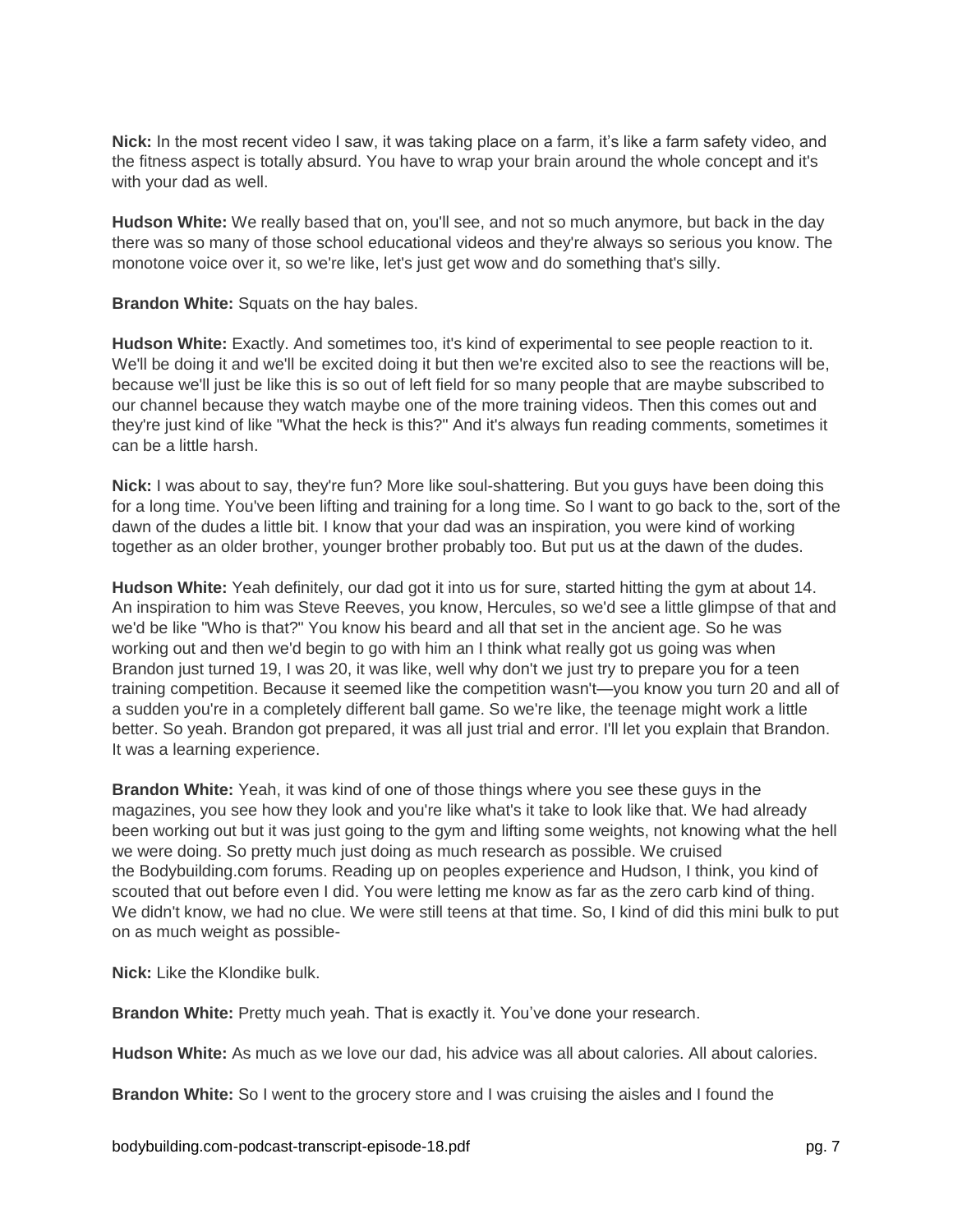**Nick:** In the most recent video I saw, it was taking place on a farm, it's like a farm safety video, and the fitness aspect is totally absurd. You have to wrap your brain around the whole concept and it's with your dad as well.

**Hudson White:** We really based that on, you'll see, and not so much anymore, but back in the day there was so many of those school educational videos and they're always so serious you know. The monotone voice over it, so we're like, let's just get wow and do something that's silly.

**Brandon White:** Squats on the hay bales.

**Hudson White:** Exactly. And sometimes too, it's kind of experimental to see people reaction to it. We'll be doing it and we'll be excited doing it but then we're excited also to see the reactions will be, because we'll just be like this is so out of left field for so many people that are maybe subscribed to our channel because they watch maybe one of the more training videos. Then this comes out and they're just kind of like "What the heck is this?" And it's always fun reading comments, sometimes it can be a little harsh.

**Nick:** I was about to say, they're fun? More like soul-shattering. But you guys have been doing this for a long time. You've been lifting and training for a long time. So I want to go back to the, sort of the dawn of the dudes a little bit. I know that your dad was an inspiration, you were kind of working together as an older brother, younger brother probably too. But put us at the dawn of the dudes.

**Hudson White:** Yeah definitely, our dad got it into us for sure, started hitting the gym at about 14. An inspiration to him was Steve Reeves, you know, Hercules, so we'd see a little glimpse of that and we'd be like "Who is that?" You know his beard and all that set in the ancient age. So he was working out and then we'd begin to go with him an I think what really got us going was when Brandon just turned 19, I was 20, it was like, well why don't we just try to prepare you for a teen training competition. Because it seemed like the competition wasn't—you know you turn 20 and all of a sudden you're in a completely different ball game. So we're like, the teenage might work a little better. So yeah. Brandon got prepared, it was all just trial and error. I'll let you explain that Brandon. It was a learning experience.

**Brandon White:** Yeah, it was kind of one of those things where you see these guys in the magazines, you see how they look and you're like what's it take to look like that. We had already been working out but it was just going to the gym and lifting some weights, not knowing what the hell we were doing. So pretty much just doing as much research as possible. We cruised the Bodybuilding.com forums. Reading up on peoples experience and Hudson, I think, you kind of scouted that out before even I did. You were letting me know as far as the zero carb kind of thing. We didn't know, we had no clue. We were still teens at that time. So, I kind of did this mini bulk to put on as much weight as possible-

**Nick:** Like the Klondike bulk.

**Brandon White:** Pretty much yeah. That is exactly it. You've done your research.

**Hudson White:** As much as we love our dad, his advice was all about calories. All about calories.

**Brandon White:** So I went to the grocery store and I was cruising the aisles and I found the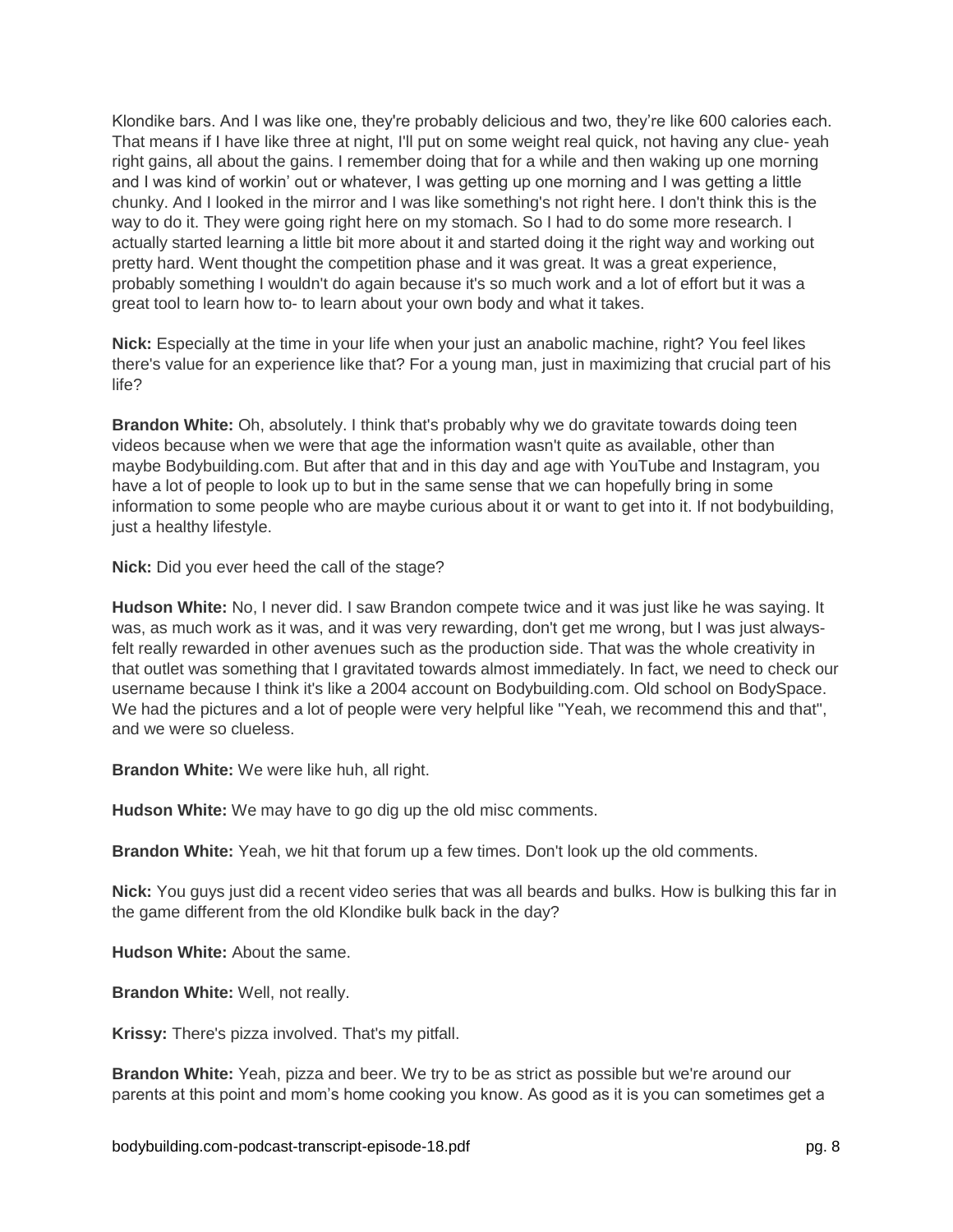Klondike bars. And I was like one, they're probably delicious and two, they're like 600 calories each. That means if I have like three at night, I'll put on some weight real quick, not having any clue- yeah right gains, all about the gains. I remember doing that for a while and then waking up one morning and I was kind of workin' out or whatever, I was getting up one morning and I was getting a little chunky. And I looked in the mirror and I was like something's not right here. I don't think this is the way to do it. They were going right here on my stomach. So I had to do some more research. I actually started learning a little bit more about it and started doing it the right way and working out pretty hard. Went thought the competition phase and it was great. It was a great experience, probably something I wouldn't do again because it's so much work and a lot of effort but it was a great tool to learn how to- to learn about your own body and what it takes.

**Nick:** Especially at the time in your life when your just an anabolic machine, right? You feel likes there's value for an experience like that? For a young man, just in maximizing that crucial part of his life?

**Brandon White:** Oh, absolutely. I think that's probably why we do gravitate towards doing teen videos because when we were that age the information wasn't quite as available, other than maybe Bodybuilding.com. But after that and in this day and age with YouTube and Instagram, you have a lot of people to look up to but in the same sense that we can hopefully bring in some information to some people who are maybe curious about it or want to get into it. If not bodybuilding, just a healthy lifestyle.

**Nick:** Did you ever heed the call of the stage?

**Hudson White:** No, I never did. I saw Brandon compete twice and it was just like he was saying. It was, as much work as it was, and it was very rewarding, don't get me wrong, but I was just always- felt really rewarded in other avenues such as the production side. That was the whole creativity in that outlet was something that I gravitated towards almost immediately. In fact, we need to check our username because I think it's like a 2004 account on Bodybuilding.com. Old school on BodySpace. We had the pictures and a lot of people were very helpful like "Yeah, we recommend this and that", and we were so clueless.

**Brandon White:** We were like huh, all right.

**Hudson White:** We may have to go dig up the old misc comments.

**Brandon White:** Yeah, we hit that forum up a few times. Don't look up the old comments.

**Nick:** You guys just did a recent video series that was all beards and bulks. How is bulking this far in the game different from the old Klondike bulk back in the day?

**Hudson White:** About the same.

**Brandon White:** Well, not really.

**Krissy:** There's pizza involved. That's my pitfall.

**Brandon White:** Yeah, pizza and beer. We try to be as strict as possible but we're around our parents at this point and mom's home cooking you know. As good as it is you can sometimes get a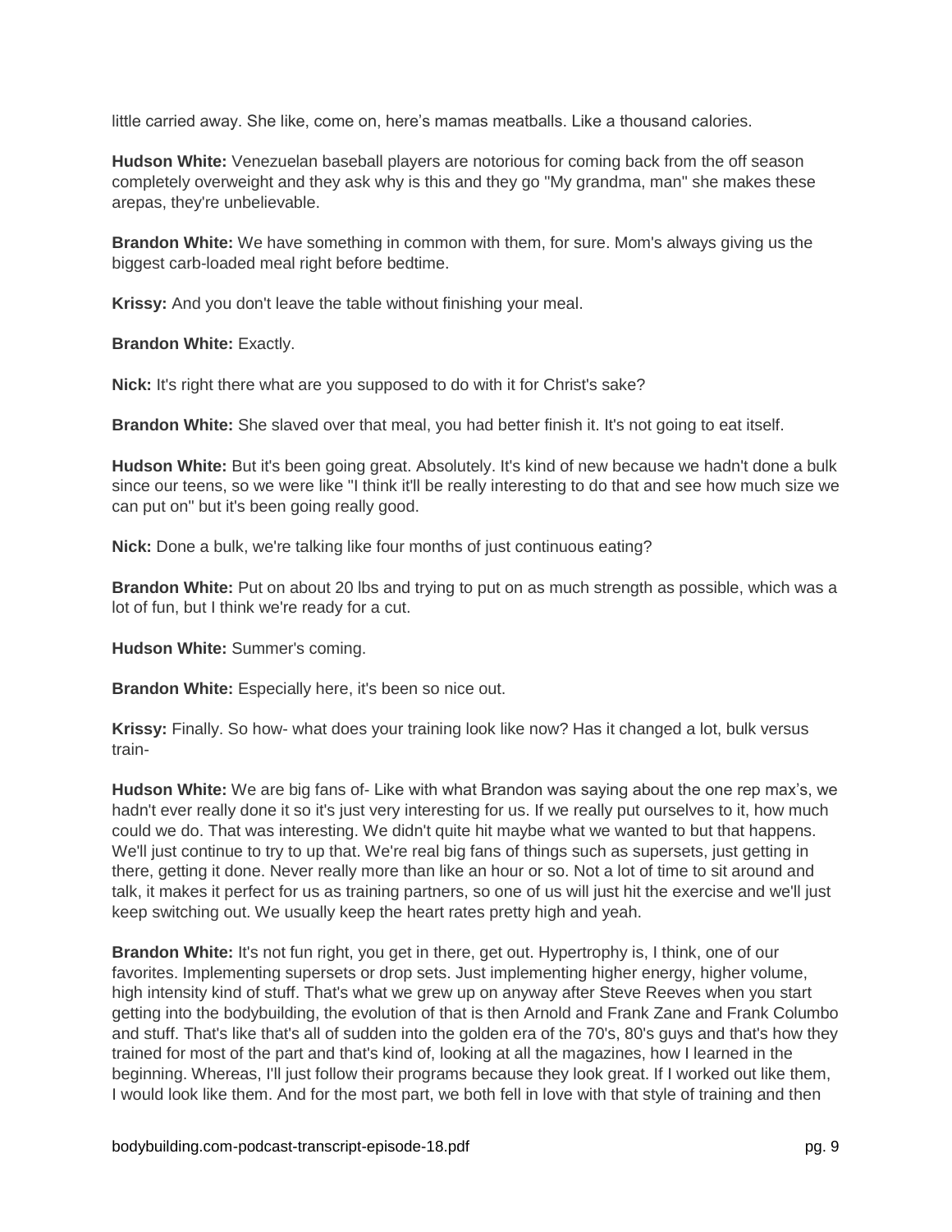little carried away. She like, come on, here's mamas meatballs. Like a thousand calories.

**Hudson White:** Venezuelan baseball players are notorious for coming back from the off season completely overweight and they ask why is this and they go "My grandma, man" she makes these arepas, they're unbelievable.

**Brandon White:** We have something in common with them, for sure. Mom's always giving us the biggest carb-loaded meal right before bedtime.

**Krissy:** And you don't leave the table without finishing your meal.

**Brandon White:** Exactly.

**Nick:** It's right there what are you supposed to do with it for Christ's sake?

**Brandon White:** She slaved over that meal, you had better finish it. It's not going to eat itself.

**Hudson White:** But it's been going great. Absolutely. It's kind of new because we hadn't done a bulk since our teens, so we were like "I think it'll be really interesting to do that and see how much size we can put on" but it's been going really good.

**Nick:** Done a bulk, we're talking like four months of just continuous eating?

**Brandon White:** Put on about 20 lbs and trying to put on as much strength as possible, which was a lot of fun, but I think we're ready for a cut.

**Hudson White:** Summer's coming.

**Brandon White:** Especially here, it's been so nice out.

**Krissy:** Finally. So how- what does your training look like now? Has it changed a lot, bulk versus train-

**Hudson White:** We are big fans of- Like with what Brandon was saying about the one rep max's, we hadn't ever really done it so it's just very interesting for us. If we really put ourselves to it, how much could we do. That was interesting. We didn't quite hit maybe what we wanted to but that happens. We'll just continue to try to up that. We're real big fans of things such as supersets, just getting in there, getting it done. Never really more than like an hour or so. Not a lot of time to sit around and talk, it makes it perfect for us as training partners, so one of us will just hit the exercise and we'll just keep switching out. We usually keep the heart rates pretty high and yeah.

**Brandon White:** It's not fun right, you get in there, get out. Hypertrophy is, I think, one of our favorites. Implementing supersets or drop sets. Just implementing higher energy, higher volume, high intensity kind of stuff. That's what we grew up on anyway after Steve Reeves when you start getting into the bodybuilding, the evolution of that is then Arnold and Frank Zane and Frank Columbo and stuff. That's like that's all of sudden into the golden era of the 70's, 80's guys and that's how they trained for most of the part and that's kind of, looking at all the magazines, how I learned in the beginning. Whereas, I'll just follow their programs because they look great. If I worked out like them, I would look like them. And for the most part, we both fell in love with that style of training and then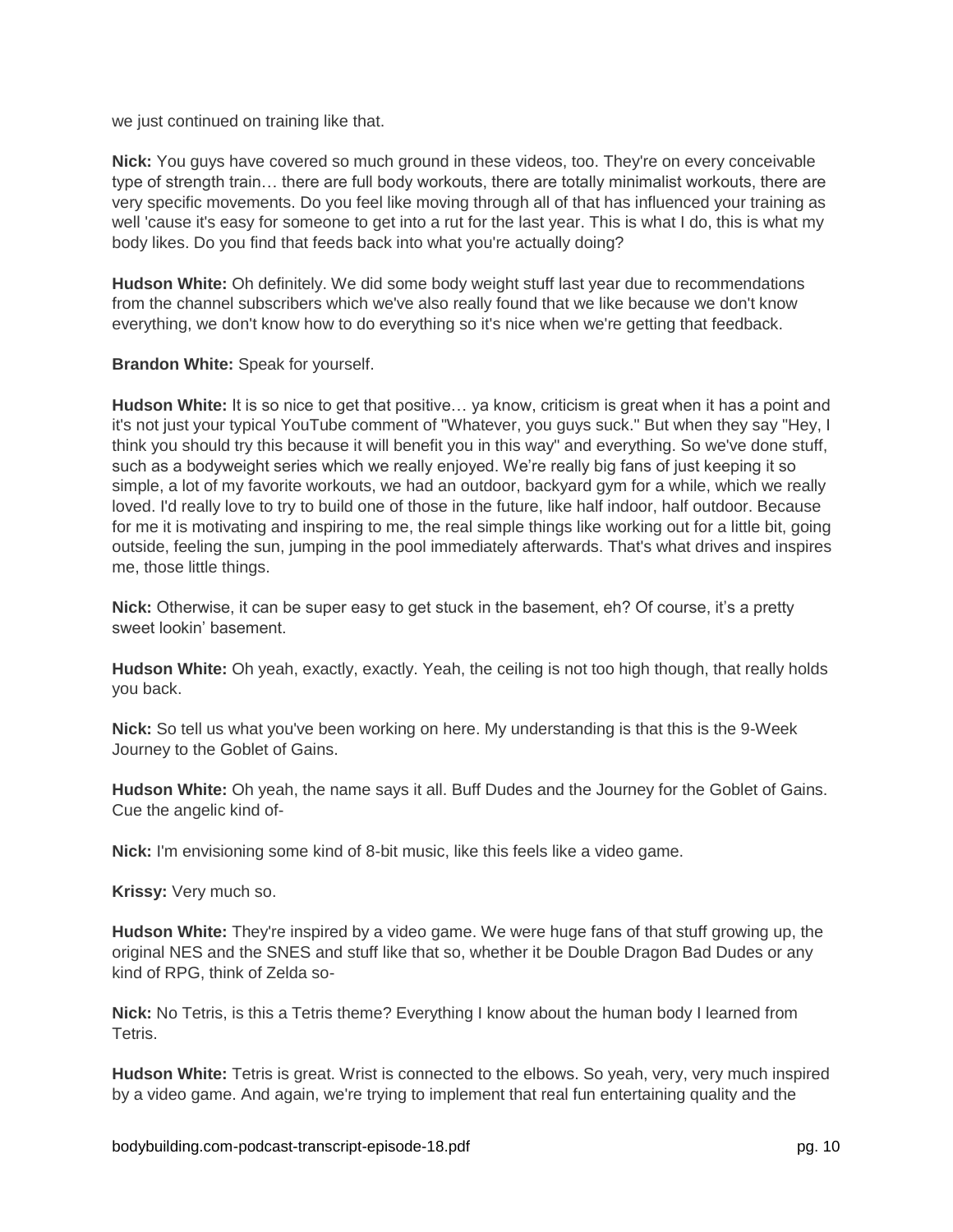we just continued on training like that.

**Nick:** You guys have covered so much ground in these videos, too. They're on every conceivable type of strength train… there are full body workouts, there are totally minimalist workouts, there are very specific movements. Do you feel like moving through all of that has influenced your training as well 'cause it's easy for someone to get into a rut for the last year. This is what I do, this is what my body likes. Do you find that feeds back into what you're actually doing?

**Hudson White:** Oh definitely. We did some body weight stuff last year due to recommendations from the channel subscribers which we've also really found that we like because we don't know everything, we don't know how to do everything so it's nice when we're getting that feedback.

**Brandon White:** Speak for yourself.

**Hudson White:** It is so nice to get that positive… ya know, criticism is great when it has a point and it's not just your typical YouTube comment of "Whatever, you guys suck." But when they say "Hey, I think you should try this because it will benefit you in this way" and everything. So we've done stuff, such as a bodyweight series which we really enjoyed. We're really big fans of just keeping it so simple, a lot of my favorite workouts, we had an outdoor, backyard gym for a while, which we really loved. I'd really love to try to build one of those in the future, like half indoor, half outdoor. Because for me it is motivating and inspiring to me, the real simple things like working out for a little bit, going outside, feeling the sun, jumping in the pool immediately afterwards. That's what drives and inspires me, those little things.

**Nick:** Otherwise, it can be super easy to get stuck in the basement, eh? Of course, it's a pretty sweet lookin' basement.

**Hudson White:** Oh yeah, exactly, exactly. Yeah, the ceiling is not too high though, that really holds you back.

**Nick:** So tell us what you've been working on here. My understanding is that this is the 9-Week Journey to the Goblet of Gains.

**Hudson White:** Oh yeah, the name says it all. Buff Dudes and the Journey for the Goblet of Gains. Cue the angelic kind of-

**Nick:** I'm envisioning some kind of 8-bit music, like this feels like a video game.

**Krissy:** Very much so.

**Hudson White:** They're inspired by a video game. We were huge fans of that stuff growing up, the original NES and the SNES and stuff like that so, whether it be Double Dragon Bad Dudes or any kind of RPG, think of Zelda so-

**Nick:** No Tetris, is this a Tetris theme? Everything I know about the human body I learned from Tetris.

**Hudson White:** Tetris is great. Wrist is connected to the elbows. So yeah, very, very much inspired by a video game. And again, we're trying to implement that real fun entertaining quality and the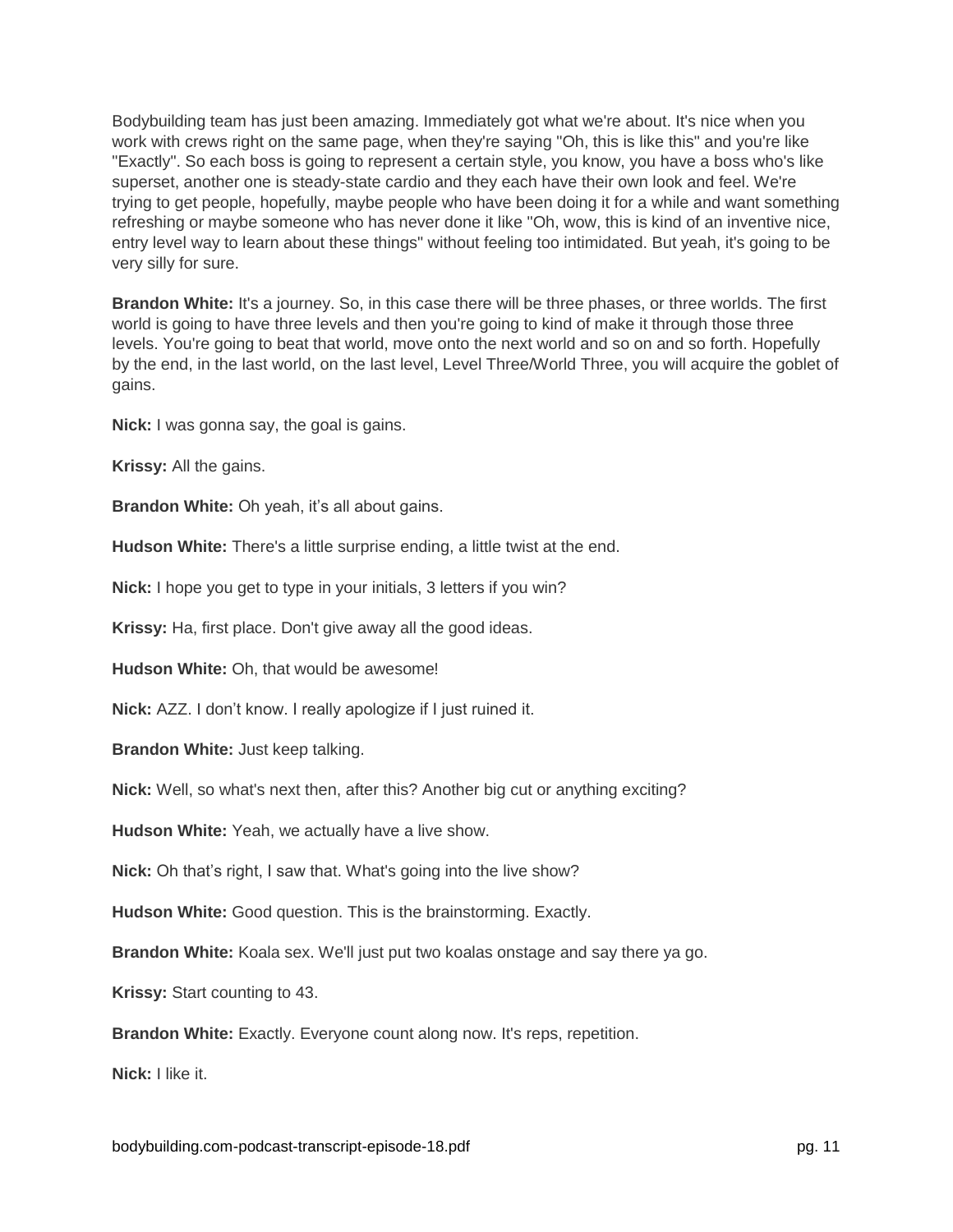Bodybuilding team has just been amazing. Immediately got what we're about. It's nice when you work with crews right on the same page, when they're saying "Oh, this is like this" and you're like "Exactly". So each boss is going to represent a certain style, you know, you have a boss who's like superset, another one is steady-state cardio and they each have their own look and feel. We're trying to get people, hopefully, maybe people who have been doing it for a while and want something refreshing or maybe someone who has never done it like "Oh, wow, this is kind of an inventive nice, entry level way to learn about these things" without feeling too intimidated. But yeah, it's going to be very silly for sure.

**Brandon White:** It's a journey. So, in this case there will be three phases, or three worlds. The first world is going to have three levels and then you're going to kind of make it through those three levels. You're going to beat that world, move onto the next world and so on and so forth. Hopefully by the end, in the last world, on the last level, Level Three/World Three, you will acquire the goblet of gains.

**Nick:** I was gonna say, the goal is gains.

**Krissy:** All the gains.

**Brandon White:** Oh yeah, it's all about gains.

**Hudson White:** There's a little surprise ending, a little twist at the end.

**Nick:** I hope you get to type in your initials, 3 letters if you win?

**Krissy:** Ha, first place. Don't give away all the good ideas.

**Hudson White:** Oh, that would be awesome!

**Nick:** AZZ. I don't know. I really apologize if I just ruined it.

**Brandon White:** Just keep talking.

**Nick:** Well, so what's next then, after this? Another big cut or anything exciting?

**Hudson White:** Yeah, we actually have a live show.

**Nick:** Oh that's right, I saw that. What's going into the live show?

**Hudson White:** Good question. This is the brainstorming. Exactly.

**Brandon White:** Koala sex. We'll just put two koalas onstage and say there ya go.

**Krissy:** Start counting to 43.

**Brandon White:** Exactly. Everyone count along now. It's reps, repetition.

**Nick:** I like it.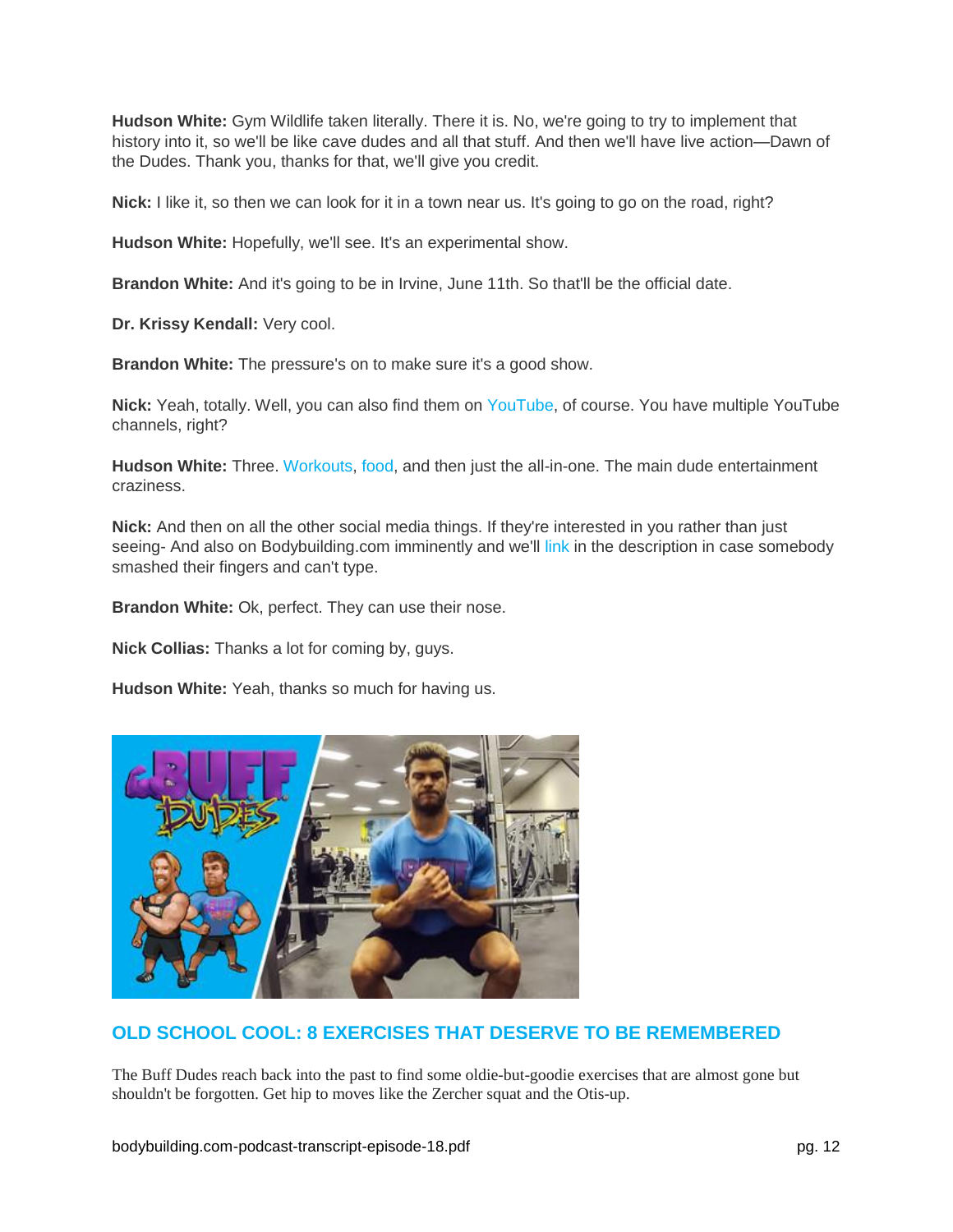**Hudson White:** Gym Wildlife taken literally. There it is. No, we're going to try to implement that history into it, so we'll be like cave dudes and all that stuff. And then we'll have live action—Dawn of the Dudes. Thank you, thanks for that, we'll give you credit.

**Nick:** I like it, so then we can look for it in a town near us. It's going to go on the road, right?

**Hudson White:** Hopefully, we'll see. It's an experimental show.

**Brandon White:** And it's going to be in Irvine, June 11th. So that'll be the official date.

**Dr. Krissy Kendall:** Very cool.

**Brandon White:** The pressure's on to make sure it's a good show.

**Nick:** Yeah, totally. Well, you can also find them on YouTube, of course. You have multiple YouTube channels, right?

**Hudson White:** Three. Workouts, food, and then just the all-in-one. The main dude entertainment craziness.

**Nick:** And then on all the other social media things. If they're interested in you rather than just seeing- And also on Bodybuilding.com imminently and we'll link in the description in case somebody smashed their fingers and can't type.

**Brandon White:** Ok, perfect. They can use their nose.

**Nick Collias:** Thanks a lot for coming by, guys.

**Hudson White:** Yeah, thanks so much for having us.

## OLD SCHOOL COOL: 8 EXERCISES THAT DESERVE TO BE REMEMBERED

The Buff Dudes reach back into the past to find some oldie-but-goodie exercises that are almost gone but shouldn't be forgotten. Get hip to moves like the Zercher squat and the Otis-up.